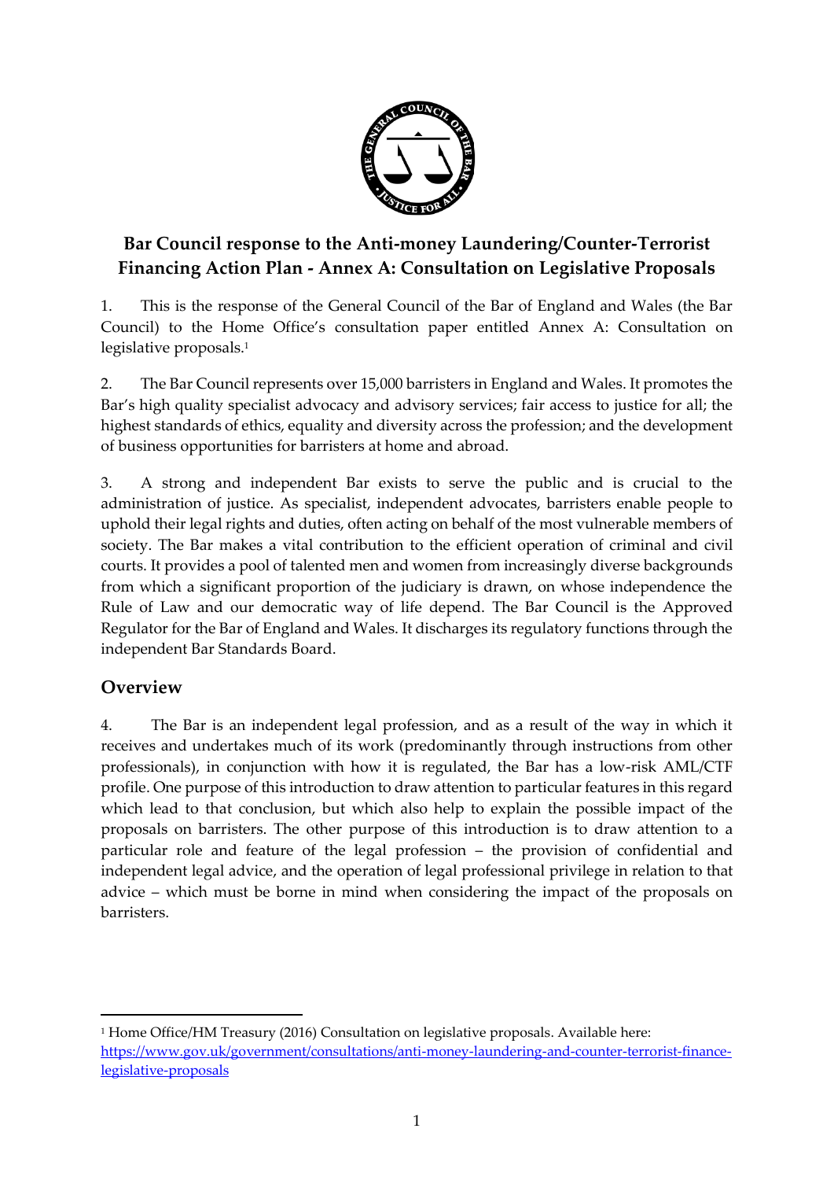# Bar Council response to the Anti-money Laundering/Counter-Terrorist Financing Action Plan - Annex A: Consultation on Legislative Proposals

1. This is the response of the General Council of the Bar of England and Wales (the Bar Council) to the Home Office's consultation paper entitled Annex A: Consultation on legislative proposals.[1]

2. The Bar Council represents over 15,000 barristers in England and Wales. It promotes the Bar's high quality specialist advocacy and advisory services; fair access to justice for all; the highest standards of ethics, equality and diversity across the profession; and the development of business opportunities for barristers at home and abroad.

3. A strong and independent Bar exists to serve the public and is crucial to the administration of justice. As specialist, independent advocates, barristers enable people to uphold their legal rights and duties, often acting on behalf of the most vulnerable members of society. The Bar makes a vital contribution to the efficient operation of criminal and civil courts. It provides a pool of talented men and women from increasingly diverse backgrounds from which a significant proportion of the judiciary is drawn, on whose independence the Rule of Law and our democratic way of life depend. The Bar Council is the Approved Regulator for the Bar of England and Wales. It discharges its regulatory functions through the independent Bar Standards Board.

## Overview

4. The Bar is an independent legal profession, and as a result of the way in which it receives and undertakes much of its work (predominantly through instructions from other professionals), in conjunction with how it is regulated, the Bar has a low-risk AML/CTF profile. One purpose of this introduction to draw attention to particular features in this regard which lead to that conclusion, but which also help to explain the possible impact of the proposals on barristers. The other purpose of this introduction is to draw attention to a particular role and feature of the legal profession – the provision of confidential and independent legal advice, and the operation of legal professional privilege in relation to that advice – which must be borne in mind when considering the impact of the proposals on barristers.

---

[1] Home Office/HM Treasury (2016) Consultation on legislative proposals. Available here: https://www.gov.uk/government/consultations/anti-money-laundering-and-counter-terrorist-finance-legislative-proposals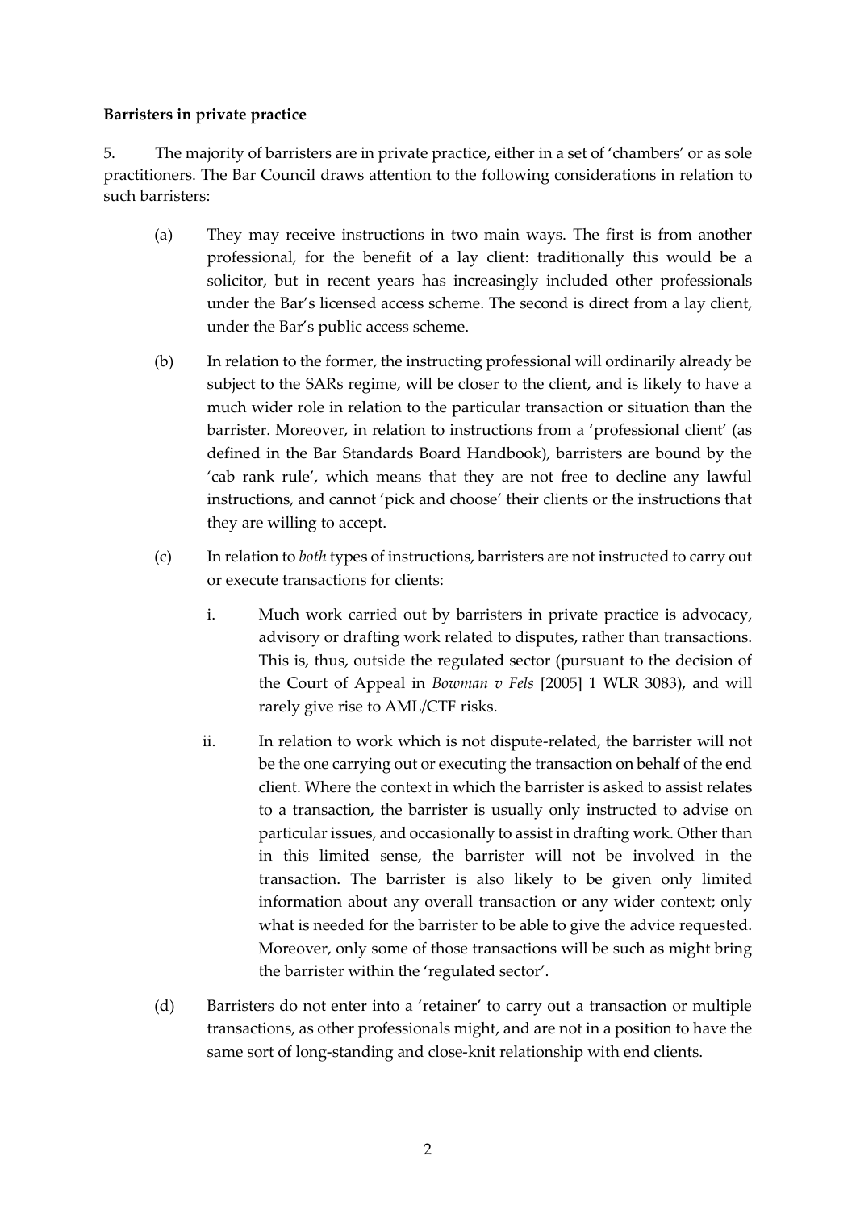**Barristers in private practice**

5. The majority of barristers are in private practice, either in a set of 'chambers' or as sole practitioners. The Bar Council draws attention to the following considerations in relation to such barristers:

(a) They may receive instructions in two main ways. The first is from another professional, for the benefit of a lay client: traditionally this would be a solicitor, but in recent years has increasingly included other professionals under the Bar's licensed access scheme. The second is direct from a lay client, under the Bar's public access scheme.

(b) In relation to the former, the instructing professional will ordinarily already be subject to the SARs regime, will be closer to the client, and is likely to have a much wider role in relation to the particular transaction or situation than the barrister. Moreover, in relation to instructions from a 'professional client' (as defined in the Bar Standards Board Handbook), barristers are bound by the 'cab rank rule', which means that they are not free to decline any lawful instructions, and cannot 'pick and choose' their clients or the instructions that they are willing to accept.

(c) In relation to *both* types of instructions, barristers are not instructed to carry out or execute transactions for clients:

   i. Much work carried out by barristers in private practice is advocacy, advisory or drafting work related to disputes, rather than transactions. This is, thus, outside the regulated sector (pursuant to the decision of the Court of Appeal in *Bowman v Fels* [2005] 1 WLR 3083), and will rarely give rise to AML/CTF risks.

   ii. In relation to work which is not dispute-related, the barrister will not be the one carrying out or executing the transaction on behalf of the end client. Where the context in which the barrister is asked to assist relates to a transaction, the barrister is usually only instructed to advise on particular issues, and occasionally to assist in drafting work. Other than in this limited sense, the barrister will not be involved in the transaction. The barrister is also likely to be given only limited information about any overall transaction or any wider context; only what is needed for the barrister to be able to give the advice requested. Moreover, only some of those transactions will be such as might bring the barrister within the 'regulated sector'.

(d) Barristers do not enter into a 'retainer' to carry out a transaction or multiple transactions, as other professionals might, and are not in a position to have the same sort of long-standing and close-knit relationship with end clients.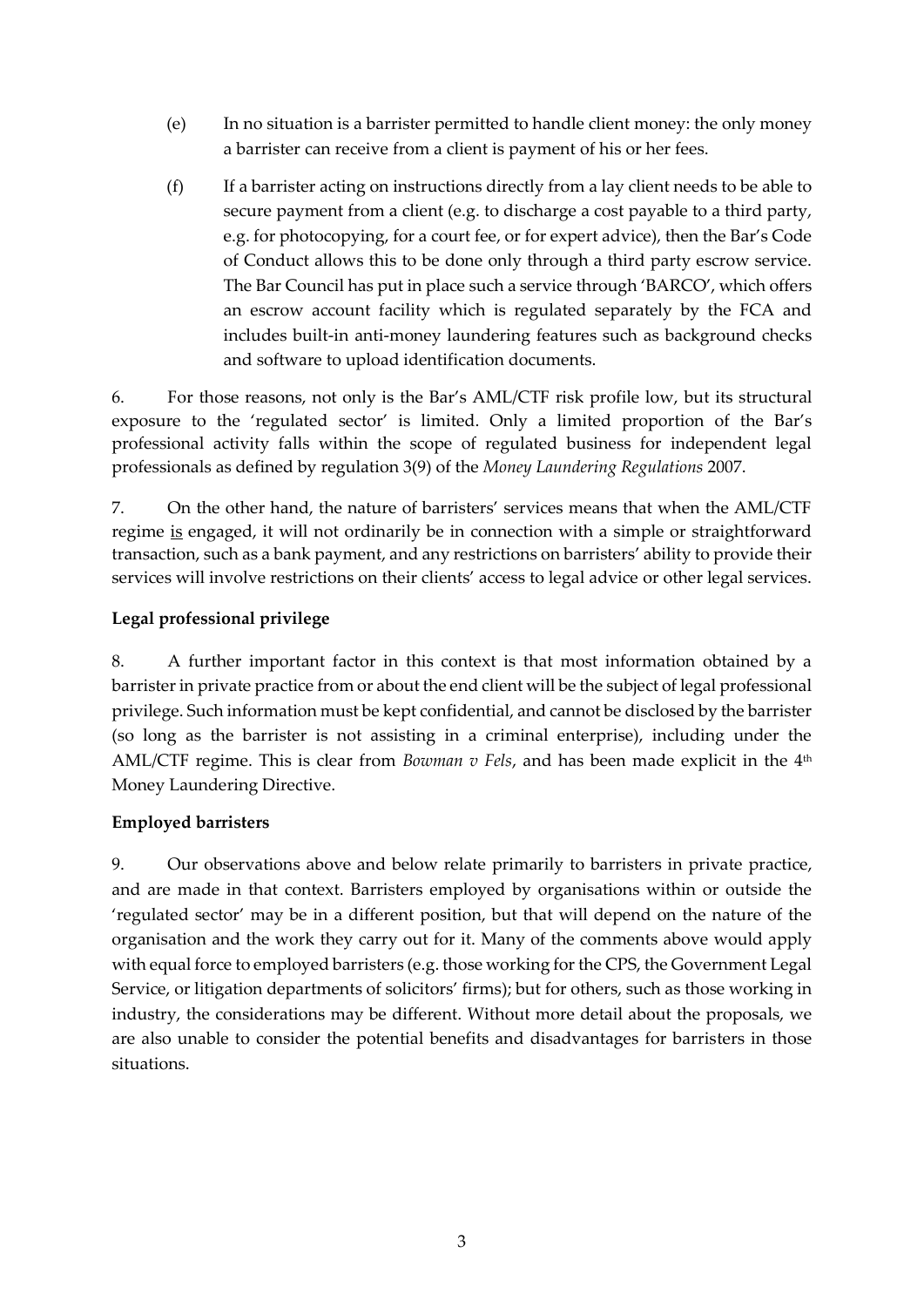(e) In no situation is a barrister permitted to handle client money: the only money a barrister can receive from a client is payment of his or her fees.

(f) If a barrister acting on instructions directly from a lay client needs to be able to secure payment from a client (e.g. to discharge a cost payable to a third party, e.g. for photocopying, for a court fee, or for expert advice), then the Bar's Code of Conduct allows this to be done only through a third party escrow service. The Bar Council has put in place such a service through 'BARCO', which offers an escrow account facility which is regulated separately by the FCA and includes built-in anti-money laundering features such as background checks and software to upload identification documents.

6. For those reasons, not only is the Bar's AML/CTF risk profile low, but its structural exposure to the 'regulated sector' is limited. Only a limited proportion of the Bar's professional activity falls within the scope of regulated business for independent legal professionals as defined by regulation 3(9) of the *Money Laundering Regulations* 2007.

7. On the other hand, the nature of barristers' services means that when the AML/CTF regime is engaged, it will not ordinarily be in connection with a simple or straightforward transaction, such as a bank payment, and any restrictions on barristers' ability to provide their services will involve restrictions on their clients' access to legal advice or other legal services.

**Legal professional privilege**

8. A further important factor in this context is that most information obtained by a barrister in private practice from or about the end client will be the subject of legal professional privilege. Such information must be kept confidential, and cannot be disclosed by the barrister (so long as the barrister is not assisting in a criminal enterprise), including under the AML/CTF regime. This is clear from *Bowman v Fels*, and has been made explicit in the 4th Money Laundering Directive.

**Employed barristers**

9. Our observations above and below relate primarily to barristers in private practice, and are made in that context. Barristers employed by organisations within or outside the 'regulated sector' may be in a different position, but that will depend on the nature of the organisation and the work they carry out for it. Many of the comments above would apply with equal force to employed barristers (e.g. those working for the CPS, the Government Legal Service, or litigation departments of solicitors' firms); but for others, such as those working in industry, the considerations may be different. Without more detail about the proposals, we are also unable to consider the potential benefits and disadvantages for barristers in those situations.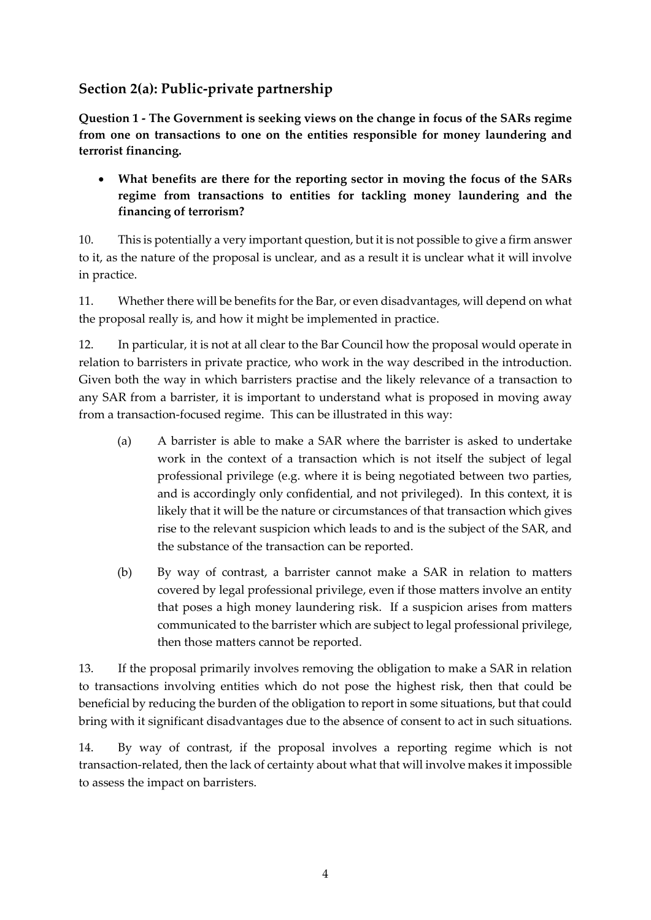## Section 2(a): Public-private partnership

**Question 1 - The Government is seeking views on the change in focus of the SARs regime from one on transactions to one on the entities responsible for money laundering and terrorist financing.**

- **What benefits are there for the reporting sector in moving the focus of the SARs regime from transactions to entities for tackling money laundering and the financing of terrorism?**

10. This is potentially a very important question, but it is not possible to give a firm answer to it, as the nature of the proposal is unclear, and as a result it is unclear what it will involve in practice.

11. Whether there will be benefits for the Bar, or even disadvantages, will depend on what the proposal really is, and how it might be implemented in practice.

12. In particular, it is not at all clear to the Bar Council how the proposal would operate in relation to barristers in private practice, who work in the way described in the introduction. Given both the way in which barristers practise and the likely relevance of a transaction to any SAR from a barrister, it is important to understand what is proposed in moving away from a transaction-focused regime. This can be illustrated in this way:

    (a) A barrister is able to make a SAR where the barrister is asked to undertake work in the context of a transaction which is not itself the subject of legal professional privilege (e.g. where it is being negotiated between two parties, and is accordingly only confidential, and not privileged). In this context, it is likely that it will be the nature or circumstances of that transaction which gives rise to the relevant suspicion which leads to and is the subject of the SAR, and the substance of the transaction can be reported.

    (b) By way of contrast, a barrister cannot make a SAR in relation to matters covered by legal professional privilege, even if those matters involve an entity that poses a high money laundering risk. If a suspicion arises from matters communicated to the barrister which are subject to legal professional privilege, then those matters cannot be reported.

13. If the proposal primarily involves removing the obligation to make a SAR in relation to transactions involving entities which do not pose the highest risk, then that could be beneficial by reducing the burden of the obligation to report in some situations, but that could bring with it significant disadvantages due to the absence of consent to act in such situations.

14. By way of contrast, if the proposal involves a reporting regime which is not transaction-related, then the lack of certainty about what that will involve makes it impossible to assess the impact on barristers.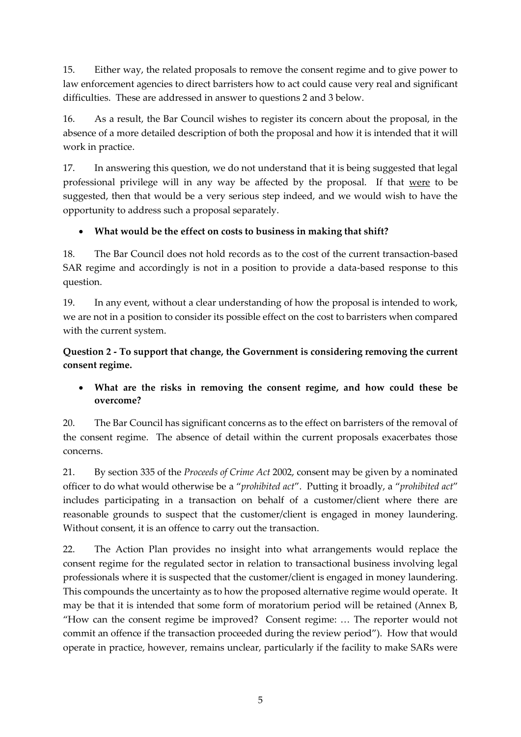15. Either way, the related proposals to remove the consent regime and to give power to law enforcement agencies to direct barristers how to act could cause very real and significant difficulties. These are addressed in answer to questions 2 and 3 below.

16. As a result, the Bar Council wishes to register its concern about the proposal, in the absence of a more detailed description of both the proposal and how it is intended that it will work in practice.

17. In answering this question, we do not understand that it is being suggested that legal professional privilege will in any way be affected by the proposal. If that were to be suggested, then that would be a very serious step indeed, and we would wish to have the opportunity to address such a proposal separately.

- **What would be the effect on costs to business in making that shift?**

18. The Bar Council does not hold records as to the cost of the current transaction-based SAR regime and accordingly is not in a position to provide a data-based response to this question.

19. In any event, without a clear understanding of how the proposal is intended to work, we are not in a position to consider its possible effect on the cost to barristers when compared with the current system.

**Question 2 - To support that change, the Government is considering removing the current consent regime.**

- **What are the risks in removing the consent regime, and how could these be overcome?**

20. The Bar Council has significant concerns as to the effect on barristers of the removal of the consent regime. The absence of detail within the current proposals exacerbates those concerns.

21. By section 335 of the *Proceeds of Crime Act* 2002, consent may be given by a nominated officer to do what would otherwise be a "*prohibited act*". Putting it broadly, a "*prohibited act*" includes participating in a transaction on behalf of a customer/client where there are reasonable grounds to suspect that the customer/client is engaged in money laundering. Without consent, it is an offence to carry out the transaction.

22. The Action Plan provides no insight into what arrangements would replace the consent regime for the regulated sector in relation to transactional business involving legal professionals where it is suspected that the customer/client is engaged in money laundering. This compounds the uncertainty as to how the proposed alternative regime would operate. It may be that it is intended that some form of moratorium period will be retained (Annex B, "How can the consent regime be improved? Consent regime: … The reporter would not commit an offence if the transaction proceeded during the review period"). How that would operate in practice, however, remains unclear, particularly if the facility to make SARs were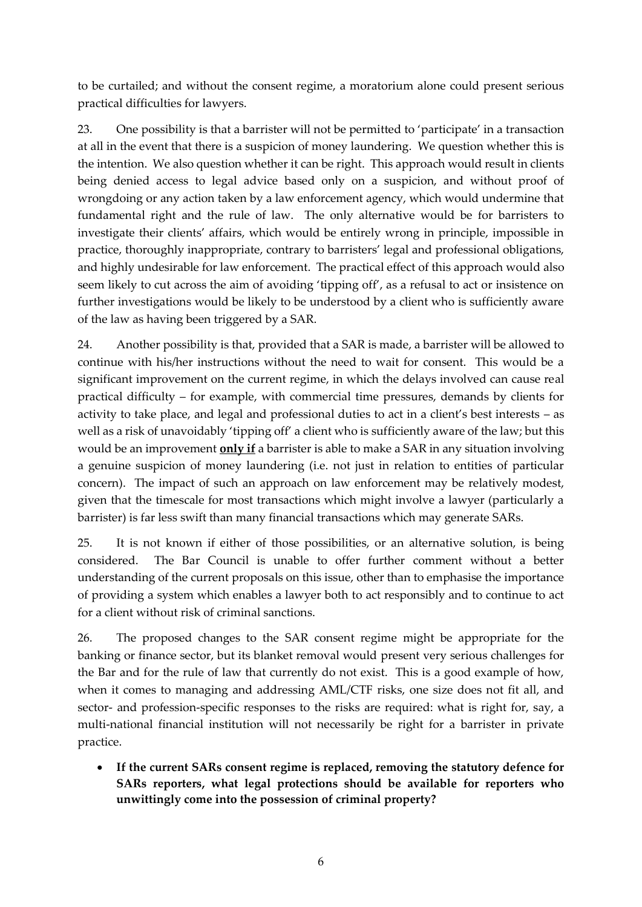to be curtailed; and without the consent regime, a moratorium alone could present serious practical difficulties for lawyers.

23. One possibility is that a barrister will not be permitted to 'participate' in a transaction at all in the event that there is a suspicion of money laundering. We question whether this is the intention. We also question whether it can be right. This approach would result in clients being denied access to legal advice based only on a suspicion, and without proof of wrongdoing or any action taken by a law enforcement agency, which would undermine that fundamental right and the rule of law. The only alternative would be for barristers to investigate their clients' affairs, which would be entirely wrong in principle, impossible in practice, thoroughly inappropriate, contrary to barristers' legal and professional obligations, and highly undesirable for law enforcement. The practical effect of this approach would also seem likely to cut across the aim of avoiding 'tipping off', as a refusal to act or insistence on further investigations would be likely to be understood by a client who is sufficiently aware of the law as having been triggered by a SAR.

24. Another possibility is that, provided that a SAR is made, a barrister will be allowed to continue with his/her instructions without the need to wait for consent. This would be a significant improvement on the current regime, in which the delays involved can cause real practical difficulty – for example, with commercial time pressures, demands by clients for activity to take place, and legal and professional duties to act in a client's best interests – as well as a risk of unavoidably 'tipping off' a client who is sufficiently aware of the law; but this would be an improvement **only if** a barrister is able to make a SAR in any situation involving a genuine suspicion of money laundering (i.e. not just in relation to entities of particular concern). The impact of such an approach on law enforcement may be relatively modest, given that the timescale for most transactions which might involve a lawyer (particularly a barrister) is far less swift than many financial transactions which may generate SARs.

25. It is not known if either of those possibilities, or an alternative solution, is being considered. The Bar Council is unable to offer further comment without a better understanding of the current proposals on this issue, other than to emphasise the importance of providing a system which enables a lawyer both to act responsibly and to continue to act for a client without risk of criminal sanctions.

26. The proposed changes to the SAR consent regime might be appropriate for the banking or finance sector, but its blanket removal would present very serious challenges for the Bar and for the rule of law that currently do not exist. This is a good example of how, when it comes to managing and addressing AML/CTF risks, one size does not fit all, and sector- and profession-specific responses to the risks are required: what is right for, say, a multi-national financial institution will not necessarily be right for a barrister in private practice.

- **If the current SARs consent regime is replaced, removing the statutory defence for SARs reporters, what legal protections should be available for reporters who unwittingly come into the possession of criminal property?**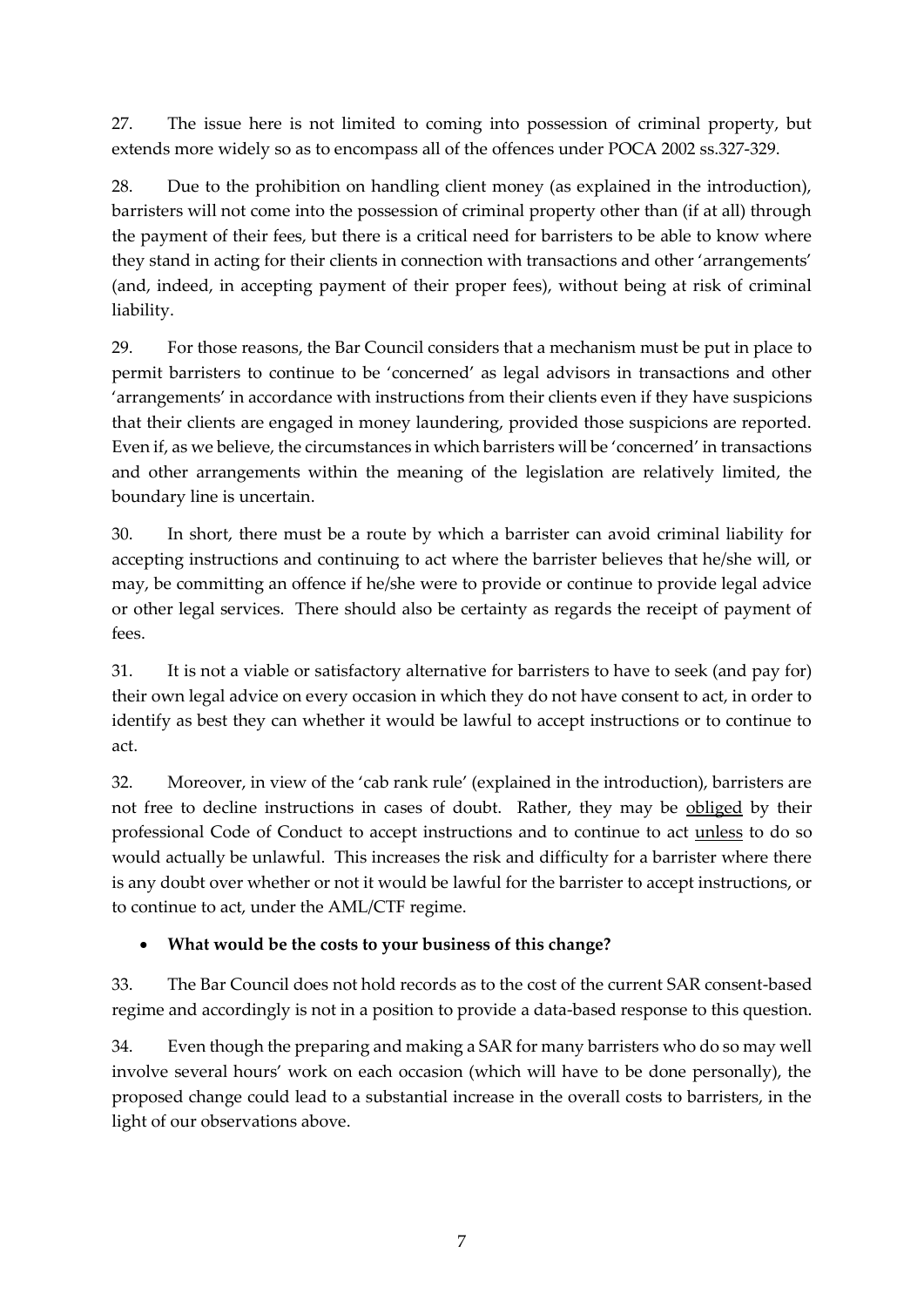27. The issue here is not limited to coming into possession of criminal property, but extends more widely so as to encompass all of the offences under POCA 2002 ss.327-329.

28. Due to the prohibition on handling client money (as explained in the introduction), barristers will not come into the possession of criminal property other than (if at all) through the payment of their fees, but there is a critical need for barristers to be able to know where they stand in acting for their clients in connection with transactions and other 'arrangements' (and, indeed, in accepting payment of their proper fees), without being at risk of criminal liability.

29. For those reasons, the Bar Council considers that a mechanism must be put in place to permit barristers to continue to be 'concerned' as legal advisors in transactions and other 'arrangements' in accordance with instructions from their clients even if they have suspicions that their clients are engaged in money laundering, provided those suspicions are reported. Even if, as we believe, the circumstances in which barristers will be 'concerned' in transactions and other arrangements within the meaning of the legislation are relatively limited, the boundary line is uncertain.

30. In short, there must be a route by which a barrister can avoid criminal liability for accepting instructions and continuing to act where the barrister believes that he/she will, or may, be committing an offence if he/she were to provide or continue to provide legal advice or other legal services. There should also be certainty as regards the receipt of payment of fees.

31. It is not a viable or satisfactory alternative for barristers to have to seek (and pay for) their own legal advice on every occasion in which they do not have consent to act, in order to identify as best they can whether it would be lawful to accept instructions or to continue to act.

32. Moreover, in view of the 'cab rank rule' (explained in the introduction), barristers are not free to decline instructions in cases of doubt. Rather, they may be <u>obliged</u> by their professional Code of Conduct to accept instructions and to continue to act <u>unless</u> to do so would actually be unlawful. This increases the risk and difficulty for a barrister where there is any doubt over whether or not it would be lawful for the barrister to accept instructions, or to continue to act, under the AML/CTF regime.

- **What would be the costs to your business of this change?**

33. The Bar Council does not hold records as to the cost of the current SAR consent-based regime and accordingly is not in a position to provide a data-based response to this question.

34. Even though the preparing and making a SAR for many barristers who do so may well involve several hours' work on each occasion (which will have to be done personally), the proposed change could lead to a substantial increase in the overall costs to barristers, in the light of our observations above.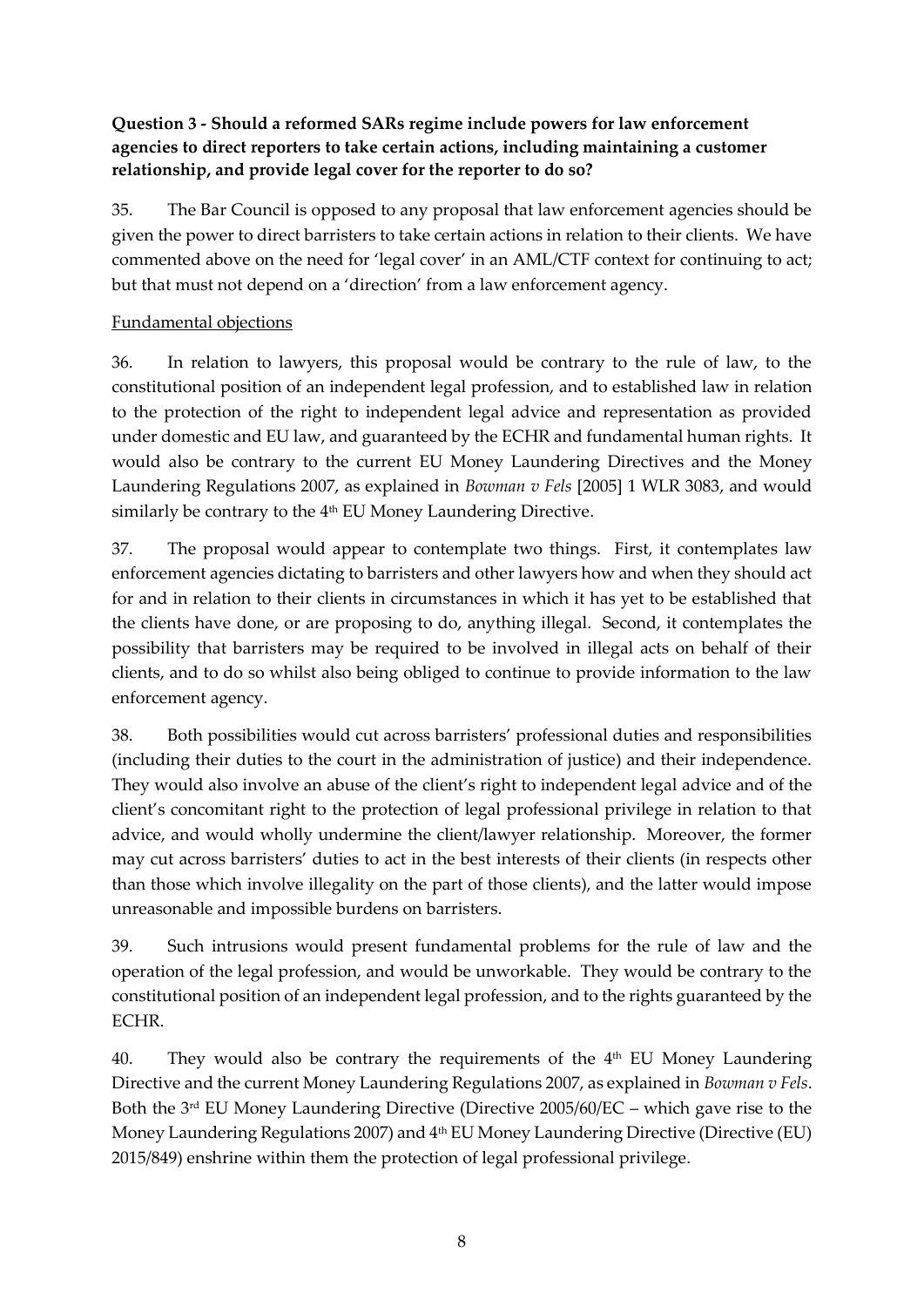**Question 3 - Should a reformed SARs regime include powers for law enforcement agencies to direct reporters to take certain actions, including maintaining a customer relationship, and provide legal cover for the reporter to do so?**

35. The Bar Council is opposed to any proposal that law enforcement agencies should be given the power to direct barristers to take certain actions in relation to their clients. We have commented above on the need for 'legal cover' in an AML/CTF context for continuing to act; but that must not depend on a 'direction' from a law enforcement agency.

<u>Fundamental objections</u>

36. In relation to lawyers, this proposal would be contrary to the rule of law, to the constitutional position of an independent legal profession, and to established law in relation to the protection of the right to independent legal advice and representation as provided under domestic and EU law, and guaranteed by the ECHR and fundamental human rights. It would also be contrary to the current EU Money Laundering Directives and the Money Laundering Regulations 2007, as explained in *Bowman v Fels* [2005] 1 WLR 3083, and would similarly be contrary to the 4th EU Money Laundering Directive.

37. The proposal would appear to contemplate two things. First, it contemplates law enforcement agencies dictating to barristers and other lawyers how and when they should act for and in relation to their clients in circumstances in which it has yet to be established that the clients have done, or are proposing to do, anything illegal. Second, it contemplates the possibility that barristers may be required to be involved in illegal acts on behalf of their clients, and to do so whilst also being obliged to continue to provide information to the law enforcement agency.

38. Both possibilities would cut across barristers' professional duties and responsibilities (including their duties to the court in the administration of justice) and their independence. They would also involve an abuse of the client's right to independent legal advice and of the client's concomitant right to the protection of legal professional privilege in relation to that advice, and would wholly undermine the client/lawyer relationship. Moreover, the former may cut across barristers' duties to act in the best interests of their clients (in respects other than those which involve illegality on the part of those clients), and the latter would impose unreasonable and impossible burdens on barristers.

39. Such intrusions would present fundamental problems for the rule of law and the operation of the legal profession, and would be unworkable. They would be contrary to the constitutional position of an independent legal profession, and to the rights guaranteed by the ECHR.

40. They would also be contrary the requirements of the 4th EU Money Laundering Directive and the current Money Laundering Regulations 2007, as explained in *Bowman v Fels*. Both the 3rd EU Money Laundering Directive (Directive 2005/60/EC – which gave rise to the Money Laundering Regulations 2007) and 4th EU Money Laundering Directive (Directive (EU) 2015/849) enshrine within them the protection of legal professional privilege.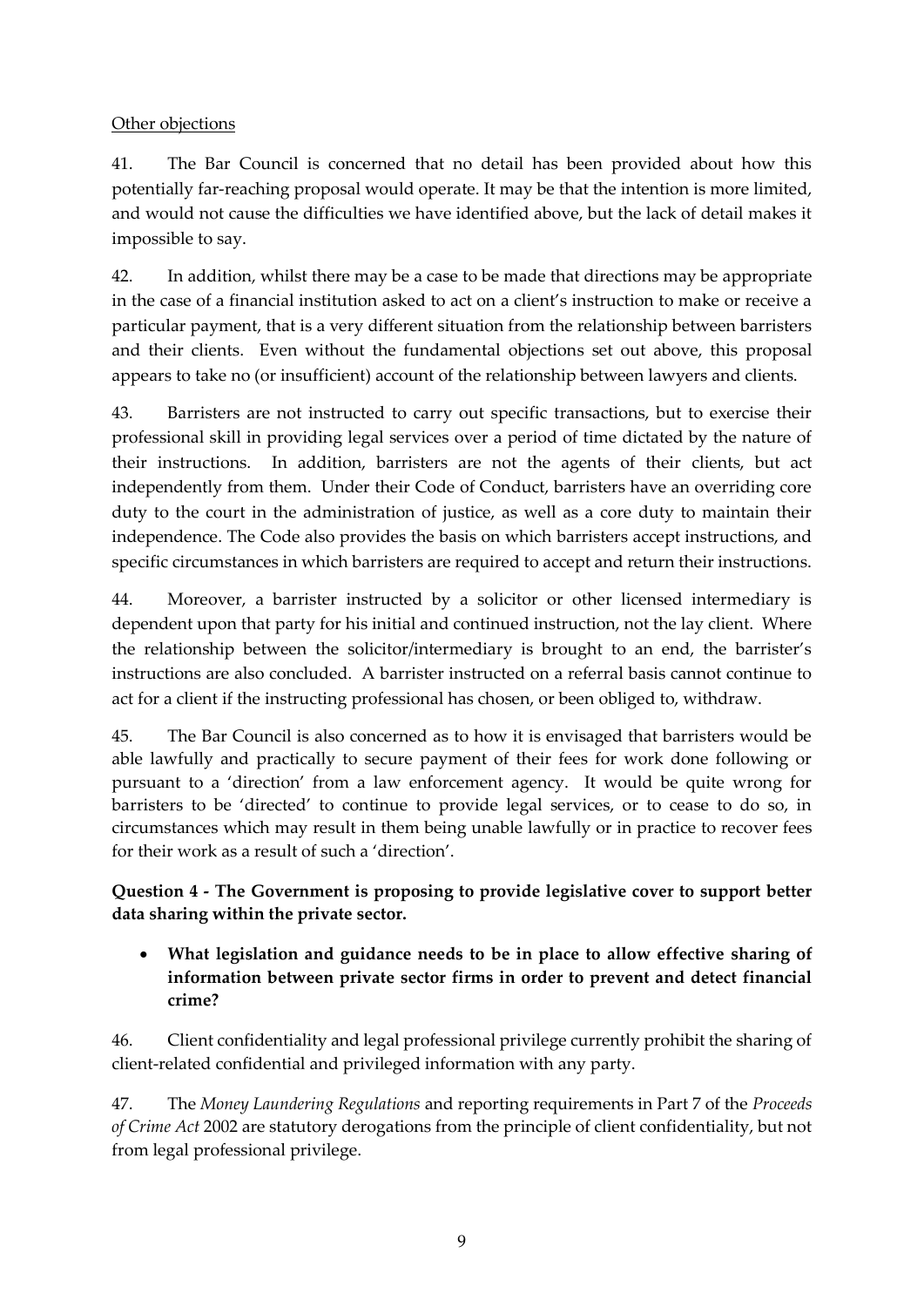Other objections

41. The Bar Council is concerned that no detail has been provided about how this potentially far-reaching proposal would operate. It may be that the intention is more limited, and would not cause the difficulties we have identified above, but the lack of detail makes it impossible to say.

42. In addition, whilst there may be a case to be made that directions may be appropriate in the case of a financial institution asked to act on a client's instruction to make or receive a particular payment, that is a very different situation from the relationship between barristers and their clients. Even without the fundamental objections set out above, this proposal appears to take no (or insufficient) account of the relationship between lawyers and clients.

43. Barristers are not instructed to carry out specific transactions, but to exercise their professional skill in providing legal services over a period of time dictated by the nature of their instructions. In addition, barristers are not the agents of their clients, but act independently from them. Under their Code of Conduct, barristers have an overriding core duty to the court in the administration of justice, as well as a core duty to maintain their independence. The Code also provides the basis on which barristers accept instructions, and specific circumstances in which barristers are required to accept and return their instructions.

44. Moreover, a barrister instructed by a solicitor or other licensed intermediary is dependent upon that party for his initial and continued instruction, not the lay client. Where the relationship between the solicitor/intermediary is brought to an end, the barrister's instructions are also concluded. A barrister instructed on a referral basis cannot continue to act for a client if the instructing professional has chosen, or been obliged to, withdraw.

45. The Bar Council is also concerned as to how it is envisaged that barristers would be able lawfully and practically to secure payment of their fees for work done following or pursuant to a 'direction' from a law enforcement agency. It would be quite wrong for barristers to be 'directed' to continue to provide legal services, or to cease to do so, in circumstances which may result in them being unable lawfully or in practice to recover fees for their work as a result of such a 'direction'.

**Question 4 - The Government is proposing to provide legislative cover to support better data sharing within the private sector.**

- **What legislation and guidance needs to be in place to allow effective sharing of information between private sector firms in order to prevent and detect financial crime?**

46. Client confidentiality and legal professional privilege currently prohibit the sharing of client-related confidential and privileged information with any party.

47. The *Money Laundering Regulations* and reporting requirements in Part 7 of the *Proceeds of Crime Act* 2002 are statutory derogations from the principle of client confidentiality, but not from legal professional privilege.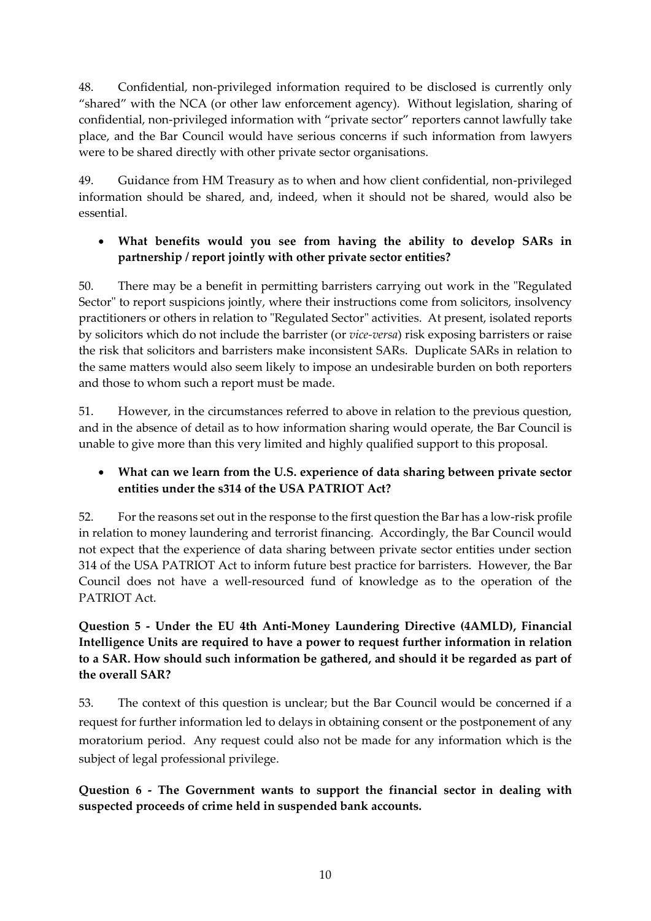48. Confidential, non-privileged information required to be disclosed is currently only "shared" with the NCA (or other law enforcement agency). Without legislation, sharing of confidential, non-privileged information with "private sector" reporters cannot lawfully take place, and the Bar Council would have serious concerns if such information from lawyers were to be shared directly with other private sector organisations.

49. Guidance from HM Treasury as to when and how client confidential, non-privileged information should be shared, and, indeed, when it should not be shared, would also be essential.

- **What benefits would you see from having the ability to develop SARs in partnership / report jointly with other private sector entities?**

50. There may be a benefit in permitting barristers carrying out work in the "Regulated Sector" to report suspicions jointly, where their instructions come from solicitors, insolvency practitioners or others in relation to "Regulated Sector" activities. At present, isolated reports by solicitors which do not include the barrister (or *vice-versa*) risk exposing barristers or raise the risk that solicitors and barristers make inconsistent SARs. Duplicate SARs in relation to the same matters would also seem likely to impose an undesirable burden on both reporters and those to whom such a report must be made.

51. However, in the circumstances referred to above in relation to the previous question, and in the absence of detail as to how information sharing would operate, the Bar Council is unable to give more than this very limited and highly qualified support to this proposal.

- **What can we learn from the U.S. experience of data sharing between private sector entities under the s314 of the USA PATRIOT Act?**

52. For the reasons set out in the response to the first question the Bar has a low-risk profile in relation to money laundering and terrorist financing. Accordingly, the Bar Council would not expect that the experience of data sharing between private sector entities under section 314 of the USA PATRIOT Act to inform future best practice for barristers. However, the Bar Council does not have a well-resourced fund of knowledge as to the operation of the PATRIOT Act.

**Question 5 - Under the EU 4th Anti-Money Laundering Directive (4AMLD), Financial Intelligence Units are required to have a power to request further information in relation to a SAR. How should such information be gathered, and should it be regarded as part of the overall SAR?**

53. The context of this question is unclear; but the Bar Council would be concerned if a request for further information led to delays in obtaining consent or the postponement of any moratorium period. Any request could also not be made for any information which is the subject of legal professional privilege.

**Question 6 - The Government wants to support the financial sector in dealing with suspected proceeds of crime held in suspended bank accounts.**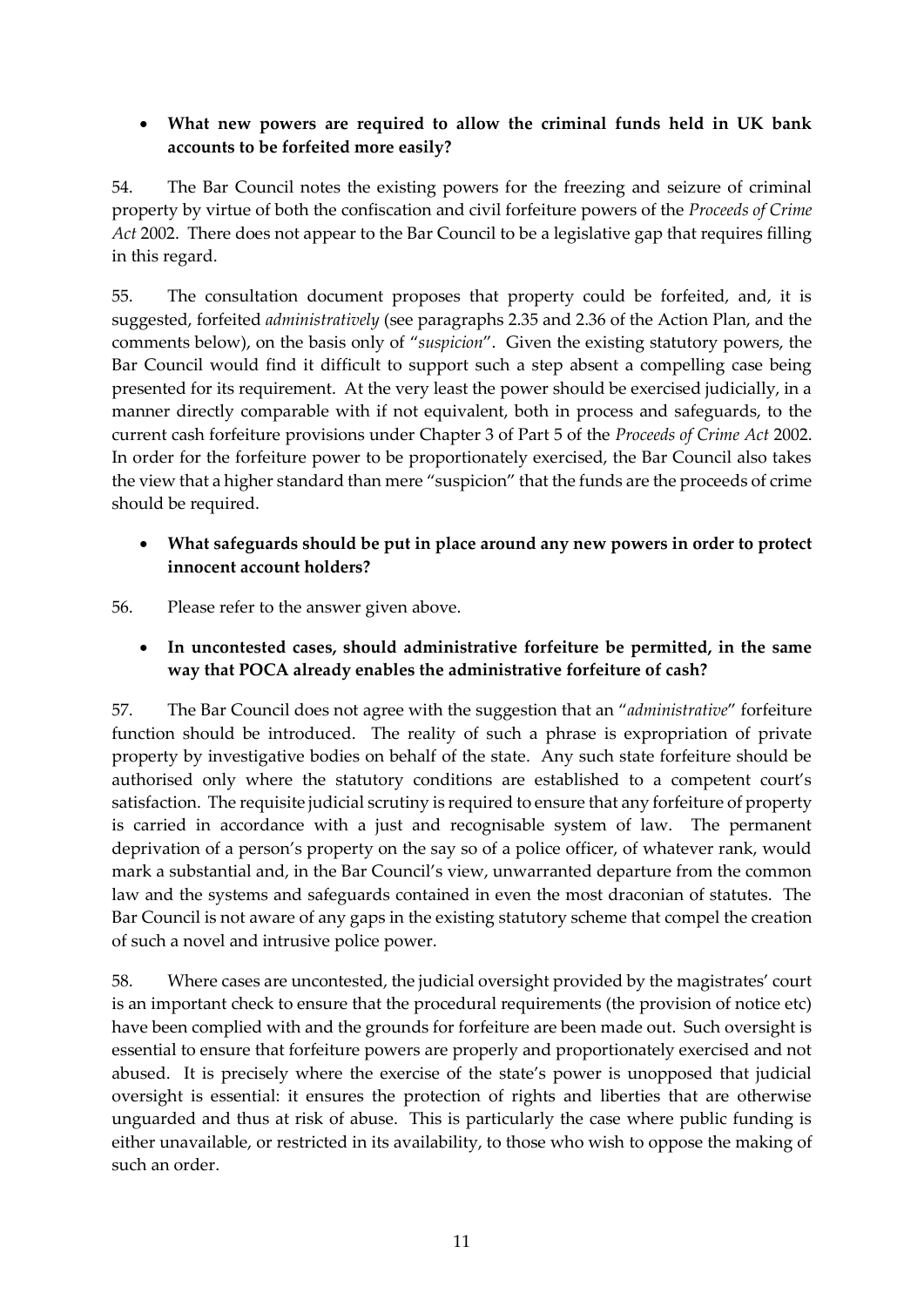- **What new powers are required to allow the criminal funds held in UK bank accounts to be forfeited more easily?**

54. The Bar Council notes the existing powers for the freezing and seizure of criminal property by virtue of both the confiscation and civil forfeiture powers of the *Proceeds of Crime Act* 2002. There does not appear to the Bar Council to be a legislative gap that requires filling in this regard.

55. The consultation document proposes that property could be forfeited, and, it is suggested, forfeited *administratively* (see paragraphs 2.35 and 2.36 of the Action Plan, and the comments below), on the basis only of "*suspicion*". Given the existing statutory powers, the Bar Council would find it difficult to support such a step absent a compelling case being presented for its requirement. At the very least the power should be exercised judicially, in a manner directly comparable with if not equivalent, both in process and safeguards, to the current cash forfeiture provisions under Chapter 3 of Part 5 of the *Proceeds of Crime Act* 2002. In order for the forfeiture power to be proportionately exercised, the Bar Council also takes the view that a higher standard than mere "suspicion" that the funds are the proceeds of crime should be required.

- **What safeguards should be put in place around any new powers in order to protect innocent account holders?**

56. Please refer to the answer given above.

- **In uncontested cases, should administrative forfeiture be permitted, in the same way that POCA already enables the administrative forfeiture of cash?**

57. The Bar Council does not agree with the suggestion that an "*administrative*" forfeiture function should be introduced. The reality of such a phrase is expropriation of private property by investigative bodies on behalf of the state. Any such state forfeiture should be authorised only where the statutory conditions are established to a competent court's satisfaction. The requisite judicial scrutiny is required to ensure that any forfeiture of property is carried in accordance with a just and recognisable system of law. The permanent deprivation of a person's property on the say so of a police officer, of whatever rank, would mark a substantial and, in the Bar Council's view, unwarranted departure from the common law and the systems and safeguards contained in even the most draconian of statutes. The Bar Council is not aware of any gaps in the existing statutory scheme that compel the creation of such a novel and intrusive police power.

58. Where cases are uncontested, the judicial oversight provided by the magistrates' court is an important check to ensure that the procedural requirements (the provision of notice etc) have been complied with and the grounds for forfeiture are been made out. Such oversight is essential to ensure that forfeiture powers are properly and proportionately exercised and not abused. It is precisely where the exercise of the state's power is unopposed that judicial oversight is essential: it ensures the protection of rights and liberties that are otherwise unguarded and thus at risk of abuse. This is particularly the case where public funding is either unavailable, or restricted in its availability, to those who wish to oppose the making of such an order.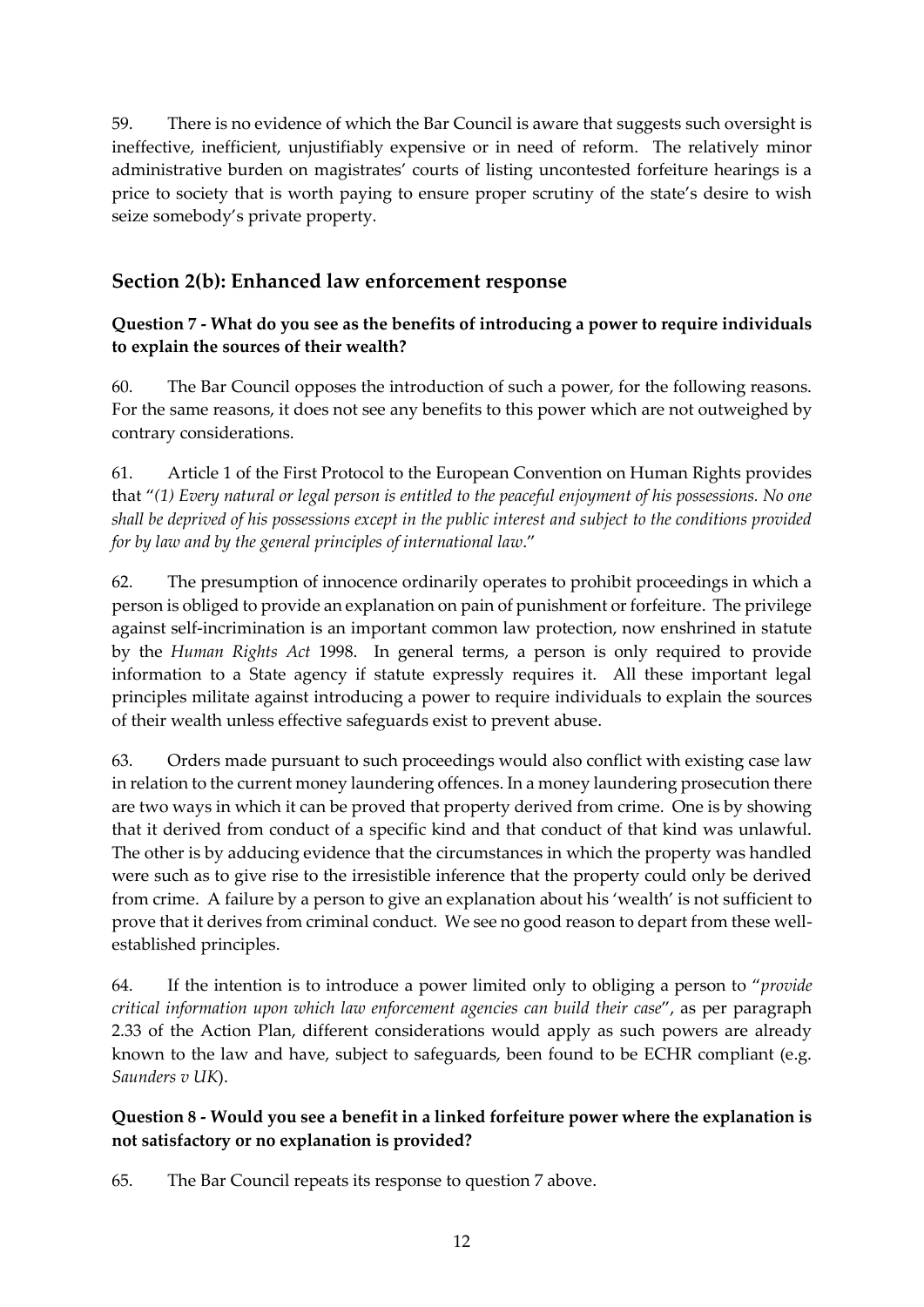59. There is no evidence of which the Bar Council is aware that suggests such oversight is ineffective, inefficient, unjustifiably expensive or in need of reform. The relatively minor administrative burden on magistrates' courts of listing uncontested forfeiture hearings is a price to society that is worth paying to ensure proper scrutiny of the state's desire to wish seize somebody's private property.

## Section 2(b): Enhanced law enforcement response

**Question 7 - What do you see as the benefits of introducing a power to require individuals to explain the sources of their wealth?**

60. The Bar Council opposes the introduction of such a power, for the following reasons. For the same reasons, it does not see any benefits to this power which are not outweighed by contrary considerations.

61. Article 1 of the First Protocol to the European Convention on Human Rights provides that "*(1) Every natural or legal person is entitled to the peaceful enjoyment of his possessions. No one shall be deprived of his possessions except in the public interest and subject to the conditions provided for by law and by the general principles of international law*."

62. The presumption of innocence ordinarily operates to prohibit proceedings in which a person is obliged to provide an explanation on pain of punishment or forfeiture. The privilege against self-incrimination is an important common law protection, now enshrined in statute by the *Human Rights Act* 1998. In general terms, a person is only required to provide information to a State agency if statute expressly requires it. All these important legal principles militate against introducing a power to require individuals to explain the sources of their wealth unless effective safeguards exist to prevent abuse.

63. Orders made pursuant to such proceedings would also conflict with existing case law in relation to the current money laundering offences. In a money laundering prosecution there are two ways in which it can be proved that property derived from crime. One is by showing that it derived from conduct of a specific kind and that conduct of that kind was unlawful. The other is by adducing evidence that the circumstances in which the property was handled were such as to give rise to the irresistible inference that the property could only be derived from crime. A failure by a person to give an explanation about his 'wealth' is not sufficient to prove that it derives from criminal conduct. We see no good reason to depart from these well-established principles.

64. If the intention is to introduce a power limited only to obliging a person to "*provide critical information upon which law enforcement agencies can build their case*", as per paragraph 2.33 of the Action Plan, different considerations would apply as such powers are already known to the law and have, subject to safeguards, been found to be ECHR compliant (e.g. *Saunders v UK*).

**Question 8 - Would you see a benefit in a linked forfeiture power where the explanation is not satisfactory or no explanation is provided?**

65. The Bar Council repeats its response to question 7 above.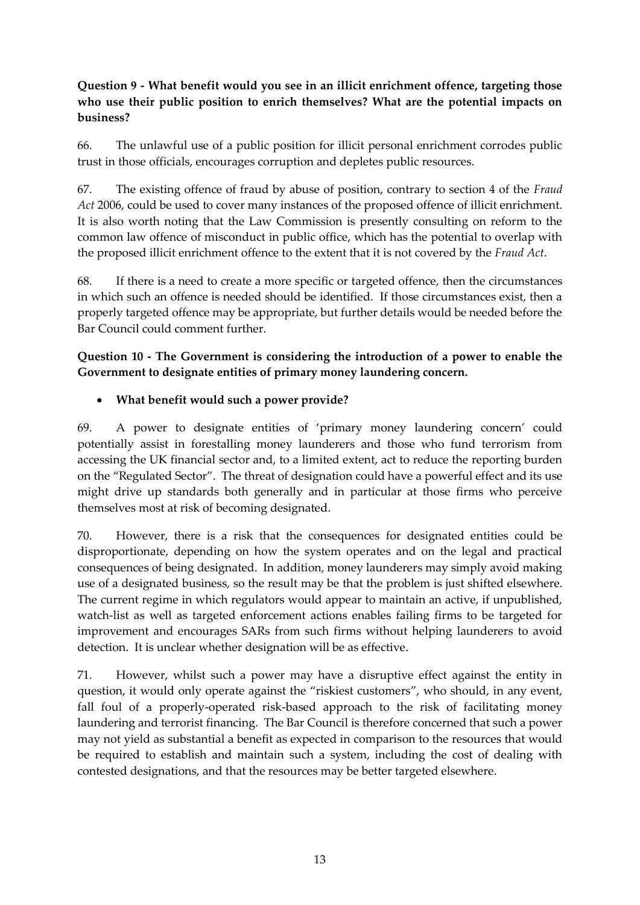**Question 9 - What benefit would you see in an illicit enrichment offence, targeting those who use their public position to enrich themselves? What are the potential impacts on business?**

66. The unlawful use of a public position for illicit personal enrichment corrodes public trust in those officials, encourages corruption and depletes public resources.

67. The existing offence of fraud by abuse of position, contrary to section 4 of the *Fraud Act* 2006, could be used to cover many instances of the proposed offence of illicit enrichment. It is also worth noting that the Law Commission is presently consulting on reform to the common law offence of misconduct in public office, which has the potential to overlap with the proposed illicit enrichment offence to the extent that it is not covered by the *Fraud Act*.

68. If there is a need to create a more specific or targeted offence, then the circumstances in which such an offence is needed should be identified. If those circumstances exist, then a properly targeted offence may be appropriate, but further details would be needed before the Bar Council could comment further.

**Question 10 - The Government is considering the introduction of a power to enable the Government to designate entities of primary money laundering concern.**

- **What benefit would such a power provide?**

69. A power to designate entities of 'primary money laundering concern' could potentially assist in forestalling money launderers and those who fund terrorism from accessing the UK financial sector and, to a limited extent, act to reduce the reporting burden on the "Regulated Sector". The threat of designation could have a powerful effect and its use might drive up standards both generally and in particular at those firms who perceive themselves most at risk of becoming designated.

70. However, there is a risk that the consequences for designated entities could be disproportionate, depending on how the system operates and on the legal and practical consequences of being designated. In addition, money launderers may simply avoid making use of a designated business, so the result may be that the problem is just shifted elsewhere. The current regime in which regulators would appear to maintain an active, if unpublished, watch-list as well as targeted enforcement actions enables failing firms to be targeted for improvement and encourages SARs from such firms without helping launderers to avoid detection. It is unclear whether designation will be as effective.

71. However, whilst such a power may have a disruptive effect against the entity in question, it would only operate against the "riskiest customers", who should, in any event, fall foul of a properly-operated risk-based approach to the risk of facilitating money laundering and terrorist financing. The Bar Council is therefore concerned that such a power may not yield as substantial a benefit as expected in comparison to the resources that would be required to establish and maintain such a system, including the cost of dealing with contested designations, and that the resources may be better targeted elsewhere.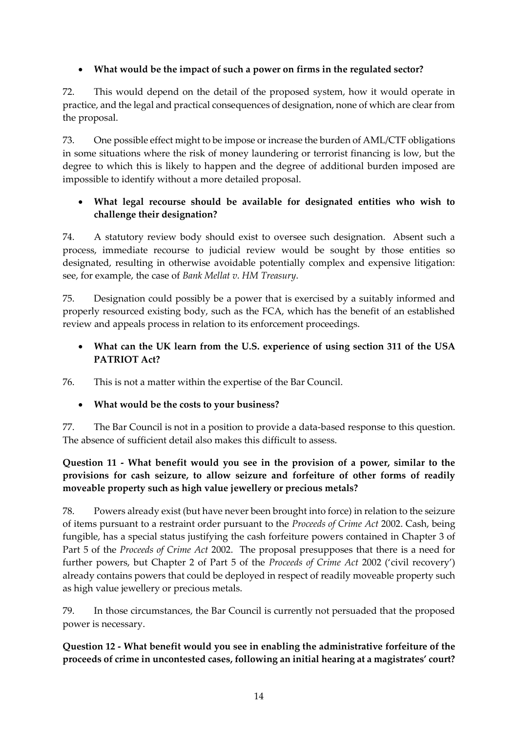- **What would be the impact of such a power on firms in the regulated sector?**

72. This would depend on the detail of the proposed system, how it would operate in practice, and the legal and practical consequences of designation, none of which are clear from the proposal.

73. One possible effect might to be impose or increase the burden of AML/CTF obligations in some situations where the risk of money laundering or terrorist financing is low, but the degree to which this is likely to happen and the degree of additional burden imposed are impossible to identify without a more detailed proposal.

- **What legal recourse should be available for designated entities who wish to challenge their designation?**

74. A statutory review body should exist to oversee such designation. Absent such a process, immediate recourse to judicial review would be sought by those entities so designated, resulting in otherwise avoidable potentially complex and expensive litigation: see, for example, the case of *Bank Mellat v. HM Treasury*.

75. Designation could possibly be a power that is exercised by a suitably informed and properly resourced existing body, such as the FCA, which has the benefit of an established review and appeals process in relation to its enforcement proceedings.

- **What can the UK learn from the U.S. experience of using section 311 of the USA PATRIOT Act?**

76. This is not a matter within the expertise of the Bar Council.

- **What would be the costs to your business?**

77. The Bar Council is not in a position to provide a data-based response to this question. The absence of sufficient detail also makes this difficult to assess.

**Question 11 - What benefit would you see in the provision of a power, similar to the provisions for cash seizure, to allow seizure and forfeiture of other forms of readily moveable property such as high value jewellery or precious metals?**

78. Powers already exist (but have never been brought into force) in relation to the seizure of items pursuant to a restraint order pursuant to the *Proceeds of Crime Act* 2002. Cash, being fungible, has a special status justifying the cash forfeiture powers contained in Chapter 3 of Part 5 of the *Proceeds of Crime Act* 2002. The proposal presupposes that there is a need for further powers, but Chapter 2 of Part 5 of the *Proceeds of Crime Act* 2002 ('civil recovery') already contains powers that could be deployed in respect of readily moveable property such as high value jewellery or precious metals.

79. In those circumstances, the Bar Council is currently not persuaded that the proposed power is necessary.

**Question 12 - What benefit would you see in enabling the administrative forfeiture of the proceeds of crime in uncontested cases, following an initial hearing at a magistrates' court?**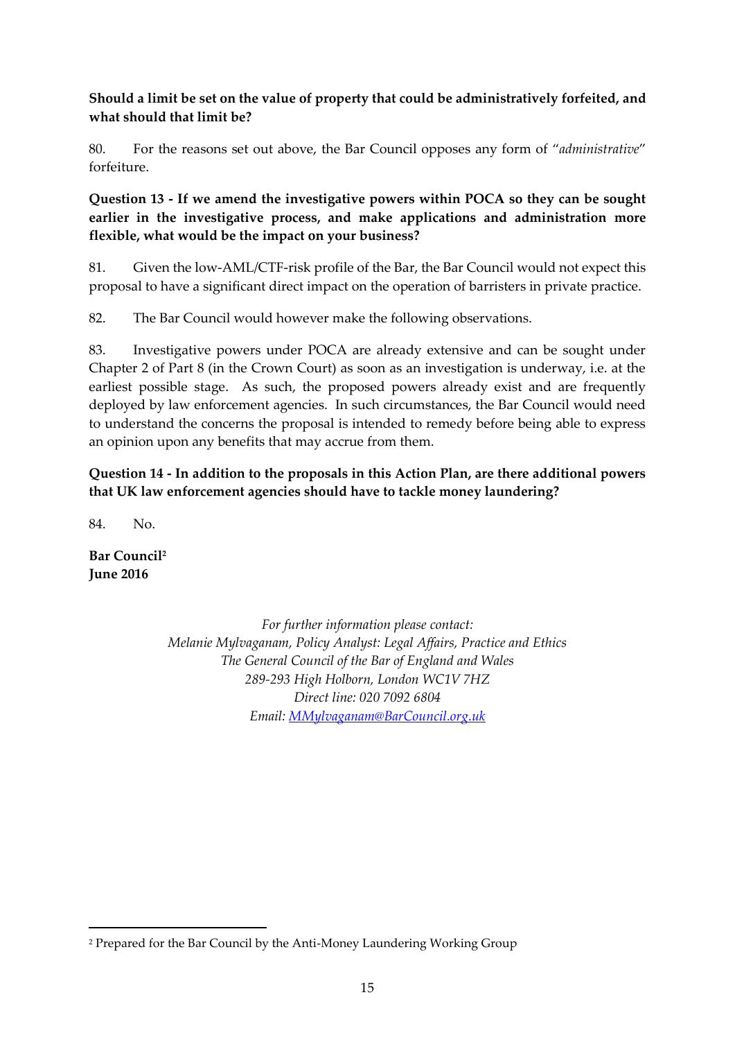**Should a limit be set on the value of property that could be administratively forfeited, and what should that limit be?**

80. For the reasons set out above, the Bar Council opposes any form of "*administrative*" forfeiture.

**Question 13 - If we amend the investigative powers within POCA so they can be sought earlier in the investigative process, and make applications and administration more flexible, what would be the impact on your business?**

81. Given the low-AML/CTF-risk profile of the Bar, the Bar Council would not expect this proposal to have a significant direct impact on the operation of barristers in private practice.

82. The Bar Council would however make the following observations.

83. Investigative powers under POCA are already extensive and can be sought under Chapter 2 of Part 8 (in the Crown Court) as soon as an investigation is underway, i.e. at the earliest possible stage. As such, the proposed powers already exist and are frequently deployed by law enforcement agencies. In such circumstances, the Bar Council would need to understand the concerns the proposal is intended to remedy before being able to express an opinion upon any benefits that may accrue from them.

**Question 14 - In addition to the proposals in this Action Plan, are there additional powers that UK law enforcement agencies should have to tackle money laundering?**

84. No.

**Bar Council**[2]
**June 2016**

*For further information please contact:*
*Melanie Mylvaganam, Policy Analyst: Legal Affairs, Practice and Ethics*
*The General Council of the Bar of England and Wales*
*289-293 High Holborn, London WC1V 7HZ*
*Direct line: 020 7092 6804*
*Email: [MMylvaganam@BarCouncil.org.uk](mailto:MMylvaganam@BarCouncil.org.uk)*

---

[2] Prepared for the Bar Council by the Anti-Money Laundering Working Group